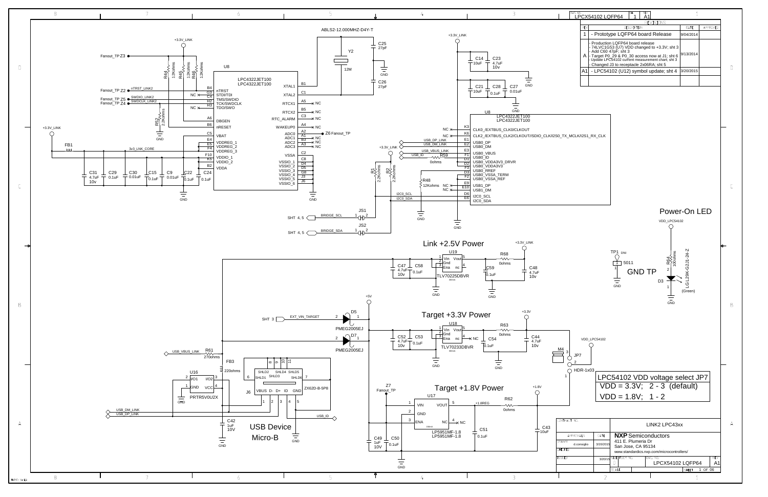# LPCX54102 LQFP64

## REVISIONS

| REV | DESCRIPTION | DATE | APPROVED |
|---|---|---|---|
| 1 | - Prototype LQFP64 board Release | 9/04/2014 | |
| A | - Production LQFP64 board release<br>- 74LVC1G53 (U7) VDD changed to +3.3V; sht 3<br>- Add C60 47pF; sht 3<br>- Target P0_29 & P0_30 access now at J1; sht 6<br>- Update LPC54102 current measurement chart; sht 3<br>- Changed J3 to receptacle 2x06RA; sht 5 | 9/13/2014 | |
| A1 | - LPC54102 (U12) symbol update; sht 4 | 3/20/2015 | |

U8 LPC4322JET100

ABLS2-12.000MHZ-D4Y-T

Link +2.5V Power

U19 TLV70225DBVR

Target +3.3V Power

U18 TLV70233DBVR

Target +1.8V Power

U17 LP5951MF-1.8

USB Device Micro-B

J6 ZX62D-B-5P8

U16 PRTR5V0U2X

Power-On LED

D3 LGL29K-G2J1-24-Z (Green)

TP1 DNI 5011

GND TP

JP7 HDR-1x03

LPC54102 VDD voltage select JP7
VDD = 3.3V; 2 - 3 (default)
VDD = 1.8V; 1 - 2

LINK2 LPC43xx

**NXP** Semiconductors
411 E. Plumeria Dr
San Jose, CA 95134
www.standardics.nxp.com/microcontrollers/

DRAWN d.consiglio 3/20/2015

DWG NO. LPCX54102 LQFP64 REV A1

SHEET 1 OF 06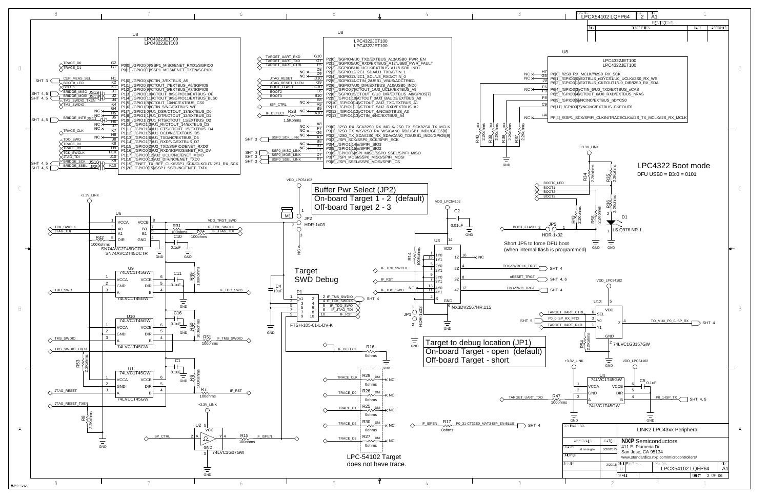# LPC4322 Boot mode

DFU USB0 = B3:0 = 0101

Short JP5 to force DFU boot
(when internal flash is programmed)

## Buffer Pwr Select (JP2)

On-board Target 1 - 2 (default)
Off-board Target 2 - 3

## Target SWD Debug

## Target to debug location (JP1)

On-board Target - open (default)
Off-board Target - short

LPC-54102 Target
does not have trace.

U8 LPC4322JET100

- P0[0]_/GPIO0[0]/SSP1_MISO/ENET_RXD1/SGPIO0
- P0[1]_/GPIO0[1]/SSP1_MOSI/ENET_TXEN/SGPIO1
- P1[0]_/GPIO0[4]/CTIN_3/EXTBUS_A5
- P1[1]_/GPIO0[8]/CTOUT_7/EXTBUS_A6/SGPIO8
- P1[2]_/GPIO0[9]/CTOUT_6/EXTBUS_A7/SGPIO9
- P1[3]_/GPIO0[10]/CTOUT_8/SGPIO10/EXTBUS_OE
- P1[4]_/GPIO0[11]/CTOUT_9/SGPIO11/EXTBUS_BLS0
- P1[5]_/GPIO1[8]/CTOUT_10/NC/EXTBUS_CS0
- P1[6]_/GPIO1[9]/CTIN_5/NC/EXTBUS_WE
- P1[7]_/GPIO1[0]/U1_DSR/CTOUT_13/EXTBUS_D0
- P1[8]_/GPIO1[1]/U1_DTR/CTOUT_12/EXTBUS_D1
- P1[9]_/GPIO1[2]/U1_RTS/CTOUT_11/EXTBUS_D2
- P1[10]_/GPIO1[3]/U1_RI/CTOUT_14/EXTBUS_D3
- P1[11]_/GPIO1[4]/U1_CTS/CTOUT_15/EXTBUS_D4
- P1[12]_/GPIO1[5]/U1_DCD/NC/EXTBUS_D5
- P1[13]_/GPIO1[6]/U1_TXD/NC/EXTBUS_D6
- P1[14]_/GPIO1[7]/U1_RXD/NC/EXTBUS_D7
- P1[15]_/GPIO0[2]/U2_TXD/SGPIO2/ENET_RXD0
- P1[16]_/GPIO0[3]/U2_RXD/SGPIO3/ENET_RX_DV
- P1[17]_/GPIO0[12]/U2_UCLK/NC/ENET_MDIO
- P1[18]_/GPIO0[13]/U2_DIR/NC/ENET_TXD0
- P1[19]_/ENET_TX_REF_CLK/SSP1_SCK/CLKOUT/I2S1_RX_SCK
- P1[20]_/GPIO0[15]/SSP1_SSEL/NC/ENET_TXD1
- P2[0]_/SGPIO4/U0_TXD/EXTBUS_A13/USB0_PWR_EN
- P2[1]_/SGPIO5/U0_RXD/EXTBUS_A12/USB0_PWR_FAULT
- P2[2]_/SGPIO6/U0_UCLK/EXTBUS_A11/USB0_IND1
- P2[3]_/SGPIO12/I2C1_SDA/U3_TXD/CTIN_1
- P2[4]_/SGPIO13/I2C1_SCL/U3_RXD/CTIN_0
- P2[5]_/SGPIO14/CTIN_2/USB1_VBUS/ADCTRIG1
- P2[6]_/SGPIO7/U0_DIR/EXTBUS_A10/USB0_IND0
- P2[7]_/GPIO0[7]/CTOUT_1/U3_UCLK/EXTBUS_A9
- P2[8]_/SGPIO15/CTOUT_0/U3_DIR/EXTBUS_A8/GPIO5[7]
- P2[9]_/GPIO1[10]/CTOUT_3/U3_BAUD3/EXTBUS_A0
- P2[10]_/GPIO0[14]/CTOUT_2/U2_TXD/EXTBUS_A1
- P2[11]_/GPIO1[11]/CTOUT_5/U2_RXD/EXTBUS_A2
- P2[12]_/GPIO1[12]/CTOUT_4/NC/EXTBUS_A3
- P2[13]_/GPIO1[13]/CTIN_4/NC/EXTBUS_A4
- P3[0]_/I2S0_RX_SCK/I2S0_RX_MCLK/I2S0_TX_SCK/I2S0_TX_MCLK
- P3[1]_/I2S0_TX_WS/I2S0_RX_WS/CAN0_RD/USB1_IND1/GPIO5[8]
- P3[2]_/I2S0_TX_SDA/I2S0_RX_SDA/CAN0_TD/USB1_IND0/GPIO5[9]
- P3[3]_/SPI_SCK/SSP0_SCK/SPIFI_SCK
- P3[4]_/GPIO1[14]//SPIFI_SIO3
- P3[5]_/GPIO1[15]//SPIFI_SIO2
- P3[6]_/GPIO0[6]/SPI_MISO/SSP0_SSEL/SPIFI_MISO
- P3[7]_//SPI_MOSI/SSP0_MISO/SPIFI_MOSI
- P3[8]_//SPI_SSEL/SSP0_MOSI/SPIFI_CS
- P6[0]_//I2S0_RX_MCLK///I2S0_RX_SCK
- P6[1]_/GPIO3[0]/EXTBUS_nDYCS1/U0_UCLK/I2S0_RX_WS
- P6[2]_/GPIO3[1]/EXTBUS_CKEOUT1/U0_DIR/I2S0_RX_SDA
- P6[4]_/GPIO3[3]/CTIN_6/U0_TXD/EXTBUS_nCAS
- P6[5]_/GPIO3[4]/CTOUT_6/U0_RXD/EXTBUS_nRAS
- P6[9]_/GPIO3[5]/NC/NC/EXTBUS_nDYCS0
- P6[11]_/GPIO3[7]/NC/NC/EXTBUS_CKEOUT0
- PF[4]_/SSP1_SCK/SPIFI_CLKIN/TRACECLK///I2S_TX_MCLK/I2S_RX_MCLK

Components: U6 SN74AVC2T45DCTR; U9, U10, U1, U4 74LVC1T45GW; U2 74LVC1G07GW; U3 NX3DV2567HR,115; U13 74LVC1G3157GW; P1 FTSH-105-01-L-DV-K; JP2 HDR-1x03; JP1 HDR-1x02; JP5 HDR-1x02; D1 LS Q976-NR-1.

Signals: TRACE_D0, TRACE_D1, TRACE_D2, TRACE_D3, TRACE_CLK, CUR_MEAS_SEL, BOOT0_LED, BOOT1, BOOT2, BOOT3, BRIDGE_MISO, BRIDGE_MOSI, BRIDGE_SCK, BRIDGE_SSEL, BRIDGE_INTR, TMS_SWDIO, TMS_SWDIO_TXEN, TCK_SWCLK, JTAG_TDI, TDO_SWO, JTAG_RESET, JTAG_RESET_TXEN, ISP_CTRL, IF_DETECT, IF_ISPEN, TARGET_UART_RXD, TARGET_UART_TXD, TARGET_UART_CTRL, SSP0_SCK_LINK, SSP0_MISO_LINK, SSP0_MOSI_LINK, SSP0_SSEL_LINK, BOOT_FLASH, TCK-SWDCLK_TRGT, nRESET_TRGT, TDO-SWO_TRGT, P0_0-ISP_RX_FTDI, TO_MUX_P0_0-ISP_RX, P0_1-ISP_TX, P0_31-CT32B0_MAT3-ISP_EN-BLUE, VDD_LPC54102, VDD_TRGT_SWD, +3.3V_LINK.

| | |
|---|---|
| LINK2 LPC43xx Peripheral | |
| NXP Semiconductors | 411 E. Plumeria Dr, San Jose, CA 95134 |
| www.standardics.nxp.com/microcontrollers/ | |
| Drawn: d.consiglio | 3/20/2015 |
| Size: D | DWG NO. LPCX54102 LQFP64 | Rev A1 |
| Sheet 2 of 06 | |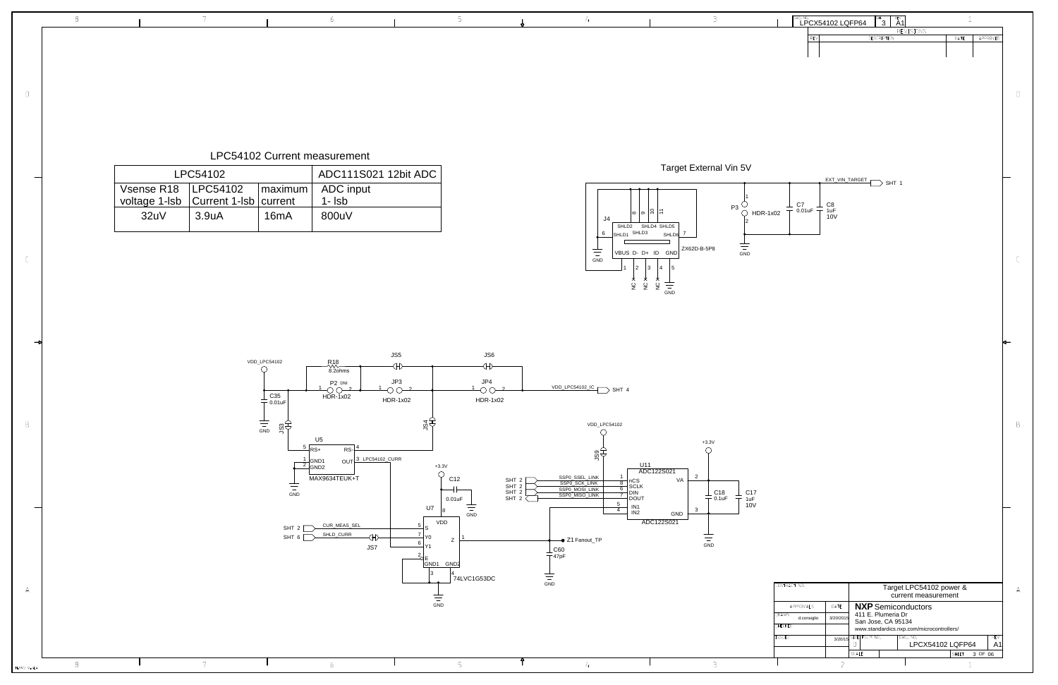## LPC54102 Current measurement

| LPC54102 | | | ADC111S021 12bit ADC |
|---|---|---|---|
| Vsense R18 voltage 1-lsb | LPC54102 Current 1-lsb | maximum current | ADC input 1- lsb |
| 32uV | 3.9uA | 16mA | 800uV |

## Target External Vin 5V

J4 ZX62D-B-5P8: SHLD1 6, SHLD2 8, SHLD3, SHLD4 9, SHLD5 10, SHLD6 11/7, VBUS 1, D- 2, D+ 3, ID 4, GND 5 (NC, NC, NC, GND)

P3 HDR-1x02, C7 0.01uF, C8 1uF 10V, EXT_VIN_TARGET → SHT 1

VDD_LPC54102, R18 8.2ohms, P2 DNI HDR-1x02, JS5, JS6, JP3 HDR-1x02, JP4 HDR-1x02, VDD_LPC54102_IC → SHT 4

C35 0.01uF, JS3, JS4, GND

U5 MAX9634TEUK+T: RS+ 5, RS- 4, GND1 1, GND2 2, OUT 3 LPC54102_CURR

U7 74LVC1G53DC: +3.3V, C12 0.01uF, VDD 8, S 5, Y0 7, Y1 6, Z 1, E 2, GND1 3, GND2 4

SHT 2 CUR_MEAS_SEL, SHT 6 SHLD_CURR, JS7

Z1 Fanout_TP, C60 47pF

VDD_LPC54102, JS9

U11 ADC122S021: SHT 2 SSP0_SSEL_LINK nCS 1, SHT 2 SSP0_SCK_LINK SCLK 8, SHT 2 SSP0_MOSI_LINK DIN 6, SHT 2 SSP0_MISO_LINK DOUT 7, IN1 5, IN2 4, VA 2, GND 3

+3.3V, C18 0.1uF, C17 1uF 10V, GND

| | |
|---|---|
| Target LPC54102 power & current measurement | |
| NXP Semiconductors | 411 E. Plumeria Dr, San Jose, CA 95134, www.standardics.nxp.com/microcontrollers/ |
| DRAWN | d.consiglio 3/20/2015 |
| ISSUED | 3/20/15 |
| SIZE | D |
| DWG. NO. | LPC54102 LQFP64 |
| REV | A1 |
| SHEET | 3 OF 06 |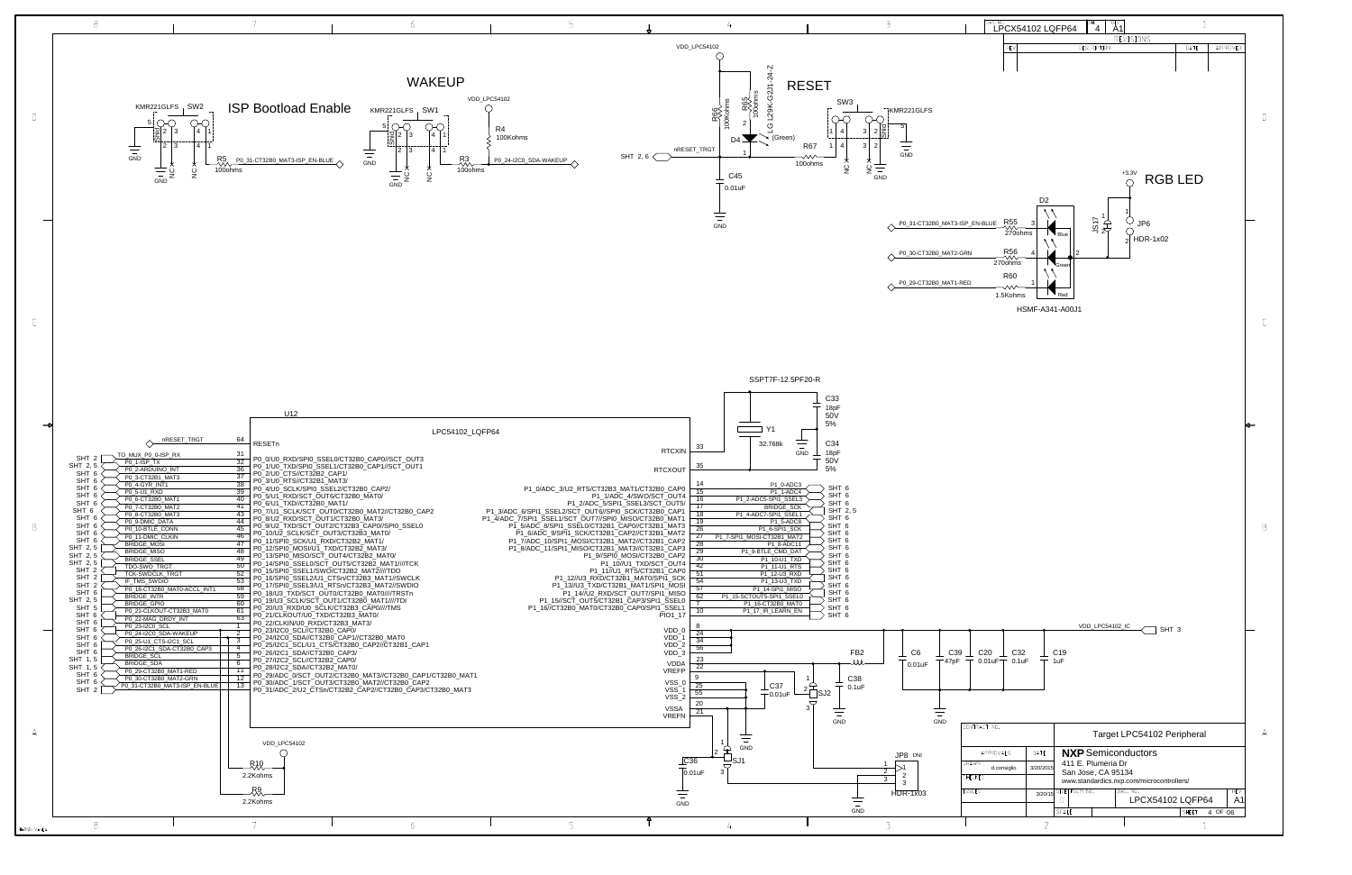## ISP Bootload Enable

KMR221GLFS SW2

R5 100ohms P0_31-CT32B0_MAT3-ISP_EN-BLUE

## WAKEUP

KMR221GLFS SW1

VDD_LPC54102

R4 100Kohms

R3 100ohms P0_24-I2C0_SDA-WAKEUP

## RESET

VDD_LPC54102

R66 100Kohms

R65 100ohms

LG L29K-G2J1-24-Z

D4 (Green)

R67 100ohms

nRESET_TRGT

SHT 2, 6

C45 0.01uF

SW3 KMR221GLFS

## RGB LED

+3.3V

D2

JS17

JP6 HDR-1x02

P0_31-CT32B0_MAT3-ISP_EN-BLUE R55 270ohms Blue

P0_30-CT32B0_MAT2-GRN R56 270ohms Green

P0_29-CT32B0_MAT1-RED R60 1.5Kohms Red

HSMF-A341-A00J1

SSPT7F-12.5PF20-R

Y1 32.768k

C33 18pF 50V 5%

C34 18pF 50V 5%

U12 LPC54102_LQFP64

| Sheet | Net | Pin | Function |
|---|---|---|---|
| | nRESET_TRGT | 64 | RESETn |
| SHT 2 | TO_MUX_P0_0-ISP_RX | 31 | P0_0/U0_RXD/SPI0_SSEL0/CT32B0_CAP0//SCT_OUT3 |
| SHT 2, 5 | P0_1-ISP_TX | 32 | P0_1/U0_TXD/SPI0_SSEL1/CT32B0_CAP1//SCT_OUT1 |
| SHT 6 | P0_2-ARDUINO_INT | 36 | P0_2/U0_CTS/CT32B2_CAP1/ |
| SHT 6 | P0_3-CT32B1_MAT3 | 37 | P0_3/U0_RTS//CT32B1_MAT3/ |
| SHT 6 | P0_4-GYR_INT1 | 38 | P0_4/U0_SCLK/SPI0_SSEL2/CT32B0_CAP2/ |
| SHT 6 | P0_5-U1_RXD | 39 | P0_5/U1_RXD/SCT_OUT6/CT32B0_MAT0/ |
| SHT 6 | P0_6-CT32B0_MAT1 | 40 | P0_6/U1_TXD//CT32B0_MAT1/ |
| SHT 6 | P0_7-CT32B0_MAT2 | 41 | P0_7/U1_SCLK/SCT_OUT0/CT32B0_MAT2//CT32B0_CAP2 |
| SHT 6 | P0_8-CT32B0_MAT3 | 43 | P0_8/U2_RXD/SCT_OUT1/CT32B0_MAT3/ |
| SHT 6 | P0_9-DMIC_DATA | 44 | P0_9/U2_TXD/SCT_OUT2/CT32B3_CAP0//SPI0_SSEL0 |
| SHT 6 | P0_10-BTLE_CONN | 45 | P0_10/U2_SCLK/SCT_OUT3/CT32B3_MAT0/ |
| SHT 6 | P0_11-DMIC_CLKIN | 46 | P0_11/SPI0_SCK/U1_RXD/CT32B2_MAT1/ |
| SHT 2, 5 | BRIDGE_MOSI | 47 | P0_12/SPI0_MOSI/U1_TXD/CT32B2_MAT3/ |
| SHT 2, 5 | BRIDGE_MISO | 48 | P0_13/SPI0_MISO/SCT_OUT4/CT32B2_MAT0/ |
| SHT 2, 5 | BRIDGE_SSEL | 49 | P0_14/SPI0_SSEL0/SCT_OUT5/CT32B2_MAT1////TCK |
| SHT 2, 5 | TDO-SWO_TRGT | 50 | P0_15/SPI0_SSEL1/SWO/CT32B2_MAT2////TDO |
| SHT 2 | TCK-SWDCLK_TRGT | 52 | P0_16/SPI0_SSEL2/U1_CTSn/CT32B3_MAT1//SWCLK |
| SHT 2 | IF_TMS_SWDIO | 53 | P0_17/SPI0_SSEL3/U1_RTSn/CT32B3_MAT2//SWDIO |
| SHT 2 | P0_18-CT32B0_MAT0-ACCL_INT1 | 58 | P0_18/U3_TXD/SCT_OUT0/CT32B0_MAT0////TRSTn |
| SHT 6 | BRIDGE_INTR | 59 | P0_19/U3_SCLK/SCT_OUT1/CT32B0_MAT1////TDI |
| SHT 2, 5 | BRIDGE_GPIO | 60 | P0_20/U3_RXD/U0_SCLK/CT32B3_CAP0////TMS |
| SHT 5 | P0_21-CLKOUT-CT32B3_MAT0 | 61 | P0_21/CLKOUT/U0_TXD/CT32B3_MAT0/ |
| SHT 6 | P0_22-MAG_DRDY_INT | 63 | P0_22/CLKIN/U0_RXD/CT32B3_MAT3/ |
| SHT 6 | P0_23-I2C0_SCL | 1 | P0_23/I2C0_SCL//CT32B0_CAP0/ |
| SHT 6 | P0_24-I2C0_SDA-WAKEUP | 2 | P0_24/I2C0_SDA//CT32B0_CAP1//CT32B0_MAT0 |
| SHT 6 | P0_25-U1_CTS-I2C1_SCL | 3 | P0_25/I2C1_SCL/U1_CTS/CT32B0_CAP2//CT32B1_CAP1 |
| SHT 6 | P0_26-I2C1_SDA-CT32B0_CAP3 | 4 | P0_26/I2C1_SDA//CT32B0_CAP3/ |
| SHT 1, 5 | BRIDGE_SCL | 5 | P0_27/I2C2_SCL//CT32B2_CAP0/ |
| SHT 1, 5 | BRIDGE_SDA | 6 | P0_28/I2C2_SDA//CT32B2_MAT0/ |
| SHT 6 | P0_29-CT32B0_MAT1-RED | 11 | P0_29/ADC_0/SCT_OUT2/CT32B0_MAT3//CT32B0_CAP1/CT32B0_MAT1 |
| SHT 6 | P0_30-CT32B0_MAT2-GRN | 12 | P0_30/ADC_1/SCT_OUT3/CT32B0_MAT2//CT32B0_CAP2 |
| SHT 2 | P0_31-CT32B0_MAT3-ISP_EN-BLUE | 13 | P0_31/ADC_2/U2_CTSn/CT32B2_CAP2//CT32B0_CAP3/CT32B0_MAT3 |

| Function | Pin | Net | Sheet |
|---|---|---|---|
| RTCXIN | 33 | | |
| RTCXOUT | 35 | | |
| P1_0/ADC_3/U2_RTS/CT32B3_MAT1/CT32B0_CAP0 | 14 | P1_0-ADC3 | SHT 6 |
| P1_1/ADC_4/SWO/SCT_OUT4 | 15 | P1_1-ADC4 | SHT 6 |
| P1_2/ADC_5/SPI1_SSEL3/SCT_OUT5/ | 16 | P1_2-ADC5-SPI1_SSEL3 | SHT 6 |
| P1_3/ADC_6/SPI1_SSEL2/SCT_OUT6/SPI0_SCK/CT32B0_CAP1 | 17 | BRIDGE_SCK | SHT 2, 5 |
| P1_4/ADC_7/SPI1_SSEL1/SCT_OUT7/SPI0_MISO/CT32B0_MAT1 | 18 | P1_4-ADC7-SPI1_SSEL1 | SHT 6 |
| P1_5/ADC_8/SPI1_SSEL0/CT32B1_CAP0//CT32B1_MAT3 | 19 | P1_5-ADC8 | SHT 6 |
| P1_6/ADC_9/SPI1_SCK/CT32B1_CAP2//CT32B1_MAT2 | 26 | P1_6-SPI1_SCK | SHT 6 |
| P1_7/ADC_10/SPI1_MOSI/CT32B1_MAT2//CT32B1_CAP2 | 27 | P1_7-SPI1_MOSI-CT32B1_MAT2 | SHT 6 |
| P1_8/ADC_11/SPI1_MISO/CT32B1_MAT3//CT32B1_CAP3 | 28 | P1_8-ADC11 | SHT 6 |
| P1_9//SPI0_MOSI/CT32B0_CAP2 | 29 | P1_9-BTLE_CMD_DAT | SHT 6 |
| P1_10/U1_TXD/SCT_OUT4 | 30 | P1_10-U1_TXD | SHT 6 |
| P1_11/U1_RTS/CT32B1_CAP0 | 42 | P1_11-U1_RTS | SHT 6 |
| P1_12//U3_RXD/CT32B1_MAT0/SPI1_SCK | 51 | P1_12-U3_RXD | SHT 6 |
| P1_13//U3_TXD/CT32B1_MAT1/SPI1_MOSI | 54 | P1_13-U3_TXD | SHT 6 |
| P1_14//U2_RXD/SCT_OUT7/SPI1_MISO | 57 | P1_14-SPI1_MISO | SHT 6 |
| P1_15//SCT_OUT5/CT32B1_CAP3/SPI1_SSEL0 | 62 | P1_15-SCTOUT5-SPI1_SSEL0 | SHT 6 |
| P1_16//CT32B0_MAT0/CT32B0_CAP0/SPI1_SSEL1 | 7 | P1_16-CT32B0_MAT0 | SHT 6 |
| PIO1_17 | 10 | P1_17_IR_LEARN_EN | SHT 6 |
| VDD_0 | 8 | | |
| VDD_1 | 24 | | |
| VDD_2 | 34 | | |
| VDD_3 | 56 | | |
| VDDA | 23 | | |
| VREFP | 22 | | |
| VSS_0 | 9 | | |
| VSS_1 | 25 | | |
| VSS_2 | 55 | | |
| VSSA | 20 | | |
| VREFN | 21 | | |

VDD_LPC54102_IC SHT 3

FB2

C6 0.01uF, C39 47pF, C20 0.01uF, C32 0.1uF, C19 1uF

C37 0.01uF, C38 0.1uF, SJ2

C36 0.01uF, SJ1

JP8 DNI HDR-1x03

VDD_LPC54102

R10 2.2Kohms

R9 2.2Kohms

Target LPC54102 Peripheral

**NXP** Semiconductors
411 E. Plumeria Dr
San Jose, CA 95134
www.standardics.nxp.com/microcontrollers/

| | | |
|---|---|---|
| DRAWN | d.consiglio | 3/20/2015 |
| ISSUED | | 3/20/15 |

DWG. NO. LPCX54102 LQFP64 — SIZE B — REV A1 — SHEET 4 OF 06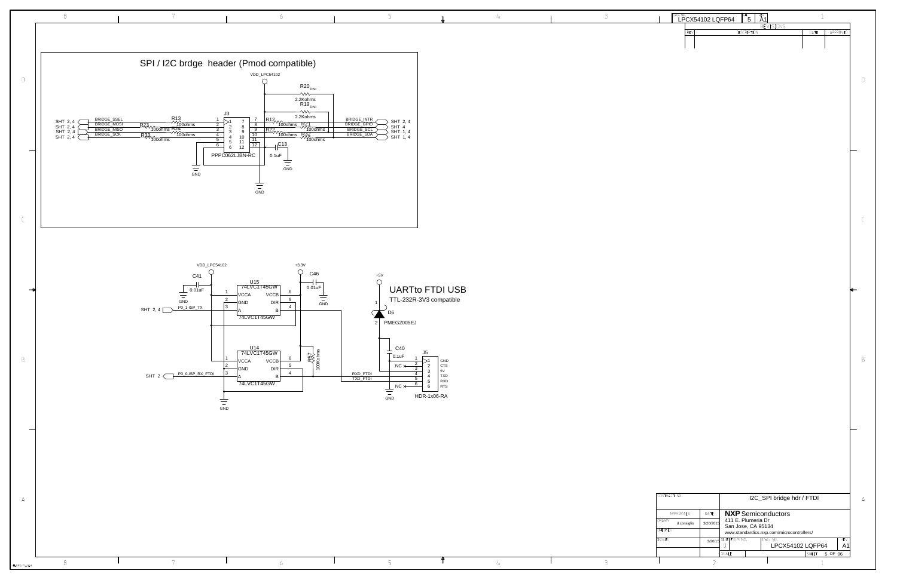# SPI / I2C brdge header (Pmod compatible)

VDD_LPC54102

R20 DNI 2.2Kohms

R19 DNI 2.2Kohms

J3 PPPC062LJBN-RC

SHT 2, 4 BRIDGE_SSEL — R13 100ohms — 1

SHT 2, 4 BRIDGE_MOSI — R23 100ohms — 2

SHT 2, 4 BRIDGE_MISO — R24 100ohms — 3

SHT 2, 4 BRIDGE_SCK — R33 100ohms — 4

7 — R12 100ohms — BRIDGE_INTR SHT 2, 4

8 — R21 100ohms — BRIDGE_GPIO SHT 4

9 — R22 100ohms — BRIDGE_SCL SHT 1, 4

10 — R32 100ohms — BRIDGE_SDA SHT 1, 4

5, 11, 6, 12 — GND

C13 0.1uF

GND

# UARTto FTDI USB

TTL-232R-3V3 compatible

VDD_LPC54102, +3.3V, +5V

C41 0.01uF

C46 0.01uF

U15 74LVC1T45GW (1 VCCA, 2 GND, 3 A, 6 VCCB, 5 DIR, 4 B)

SHT 2, 4 P0_1-ISP_TX

U14 74LVC1T45GW (1 VCCA, 2 GND, 3 A, 6 VCCB, 5 DIR, 4 B)

SHT 2 P0_0-ISP_RX_FTDI

R57 100Kohms

D6 PMEG2005EJ

C40 0.1uF

J5 HDR-1x06-RA: 1 GND, 2 CTS (NC), 3 5V, 4 TXD (RXD_FTDI), 5 RXD (TXD_FTDI), 6 RTS (NC)

GND

| | |
|---|---|
| Title | I2C_SPI bridge hdr / FTDI |
| DRAWN | d.consiglio 3/20/2015 |
| ISSUED | 3/20/15 |
| DWG NO. | LPCX54102 LQFP64 |
| REV | A1 |
| SHEET | 5 OF 06 |

NXP Semiconductors
411 E. Plumeria Dr
San Jose, CA 95134
www.standardics.nxp.com/microcontrollers/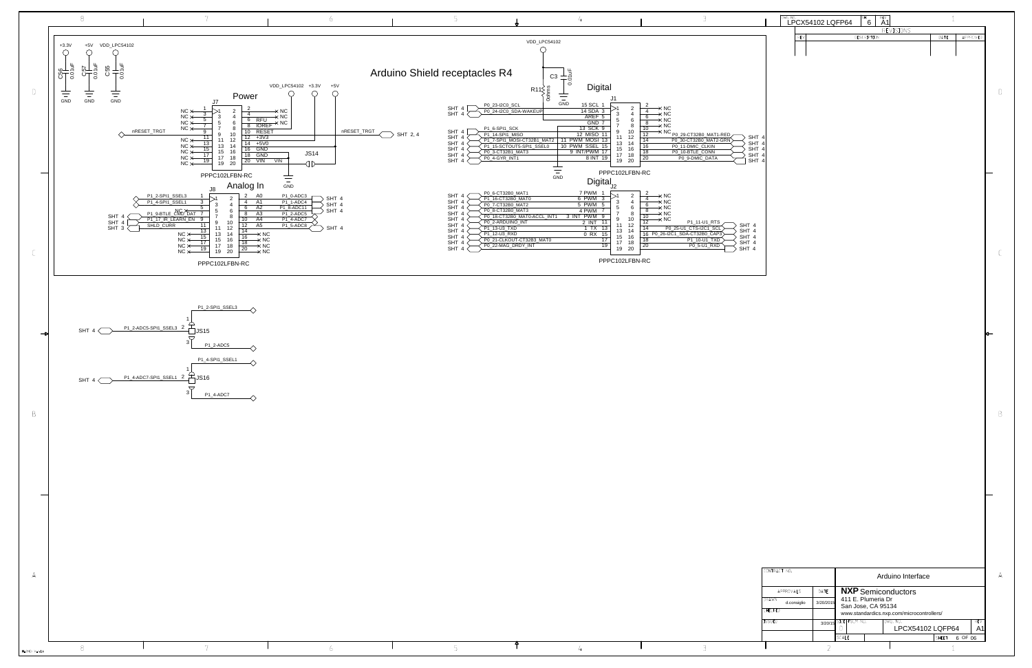# Arduino Shield receptacles R4

## Power

J7 — PPPC102LFBN-RC

| Net | Pin | Pin | Net |
| --- | --- | --- | --- |
| NC | 1 | 2 | NC |
| NC | 3 | 4 | NC |
| NC | 5 | 6 RFU | NC |
| NC | 7 | 8 IOREF | NC |
| nRESET_TRGT | 9 | 10 RESET | nRESET_TRGT (SHT 2, 4) |
| NC | 11 | 12 +3V3 | +3.3V |
| NC | 13 | 14 +5V0 | +5V |
| NC | 15 | 16 GND | GND |
| NC | 17 | 18 GND | GND |
| NC | 19 | 20 VIN | VIN (JS14) |

VDD_LPC54102, +3.3V, +5V

C56 0.01uF (+3.3V), C57 0.01uF (+5V), C55 0.01uF (VDD_LPC54102) — GND

## Analog In

J8 — PPPC102LFBN-RC

| Net | Pin | Pin | Name | Net |
| --- | --- | --- | --- | --- |
| P1_2-SPI1_SSEL3 | 1 | 2 | A0 | P1_0-ADC3 (SHT 4) |
| P1_4-SPI1_SSEL1 | 3 | 4 | A1 | P1_1-ADC4 (SHT 4) |
| NC | 5 | 6 | A2 | P1_8-ADC11 (SHT 4) |
| P1_9-BTLE_CMD_DAT (SHT 4) | 7 | 8 | A3 | P1_2-ADC5 |
| P1_17_IR_LEARN_EN (SHT 4) | 9 | 10 | A4 | P1_4-ADC7 |
| SHLD_CURR (SHT 3) | 11 | 12 | A5 | P1_5-ADC8 (SHT 4) |
| NC | 13 | 14 | | NC |
| NC | 15 | 16 | | NC |
| NC | 17 | 18 | | NC |
| NC | 19 | 20 | | NC |

## Digital

J1 — PPPC102LFBN-RC (VDD_LPC54102, R11 0ohms, C3 0.01uF)

| Net | Name | Pin | Pin | Net |
| --- | --- | --- | --- | --- |
| P0_23-I2C0_SCL (SHT 4) | 15 SCL | 1 | 2 | NC |
| P0_24-I2C0_SDA-WAKEUP (SHT 4) | 14 SDA | 3 | 4 | NC |
| | AREF | 5 | 6 | NC |
| | GND | 7 | 8 | NC |
| P1_6-SPI1_SCK (SHT 4) | 13 SCK | 9 | 10 | NC |
| P1_14-SPI1_MISO (SHT 4) | 12 MISO | 11 | 12 | P0_29-CT32B0_MAT1-RED (SHT 4) |
| P1_7-SPI1_MOSI-CT32B1_MAT2 (SHT 4) | 11 PWM MOSI | 13 | 14 | P0_30-CT32B0_MAT2-GRN (SHT 4) |
| P1_15-SCTOUT5-SPI1_SSEL0 (SHT 4) | 10 PWM SSEL | 15 | 16 | P0_11-DMIC_CLKIN (SHT 4) |
| P0_3-CT32B1_MAT3 (SHT 4) | 9 INT/PWM | 17 | 18 | P0_10-BTLE_CONN (SHT 4) |
| P0_4-GYR_INT1 (SHT 4) | 8 INT | 19 | 20 | P0_9-DMIC_DATA (SHT 4) |

## Digital

J2 — PPPC102LFBN-RC

| Net | Name | Pin | Pin | Net |
| --- | --- | --- | --- | --- |
| P0_6-CT32B0_MAT1 (SHT 4) | 7 PWM | 1 | 2 | NC |
| P1_16-CT32B0_MAT0 (SHT 4) | 6 PWM | 3 | 4 | NC |
| P0_7-CT32B0_MAT2 (SHT 4) | 5 PWM | 5 | 6 | NC |
| P0_8-CT32B0_MAT3 (SHT 4) | 4 PWM | 7 | 8 | NC |
| P0_18-CT32B0_MAT0-ACCL_INT1 (SHT 4) | 3 INT PWM | 9 | 10 | NC |
| P0_2-ARDUINO_INT (SHT 4) | 2 INT | 11 | 12 | P1_11-U1_RTS (SHT 4) |
| P1_13-U3_TXD (SHT 4) | 1 TX | 13 | 14 | P0_25-U1_CTS-I2C1_SCL (SHT 4) |
| P1_12-U3_RXD (SHT 4) | 0 RX | 15 | 16 | P0_26-I2C1_SDA-CT32B0_CAP3 (SHT 4) |
| P0_21-CLKOUT-CT32B3_MAT0 (SHT 4) | | 17 | 18 | P1_10-U1_TXD (SHT 4) |
| P0_22-MAG_DRDY_INT (SHT 4) | | 19 | 20 | P0_5-U1_RXD (SHT 4) |

## Jumpers

JS15: pin 1 — P1_2-SPI1_SSEL3; pin 2 — P1_2-ADC5-SPI1_SSEL3 (SHT 4); pin 3 — P1_2-ADC5

JS16: pin 1 — P1_4-SPI1_SSEL1; pin 2 — P1_4-ADC7-SPI1_SSEL1 (SHT 4); pin 3 — P1_4-ADC7

---

Arduino Interface

**NXP** Semiconductors
411 E. Plumeria Dr
San Jose, CA 95134
www.standardics.nxp.com/microcontrollers/

| | |
| --- | --- |
| DRAWN | d.consiglio |
| DATE | 3/20/2015 |
| ISSUED | 3/20/15 |
| DWG. NO. | LPCX54102 LQFP64 |
| REV | A1 |
| SHEET | 6 OF 06 |